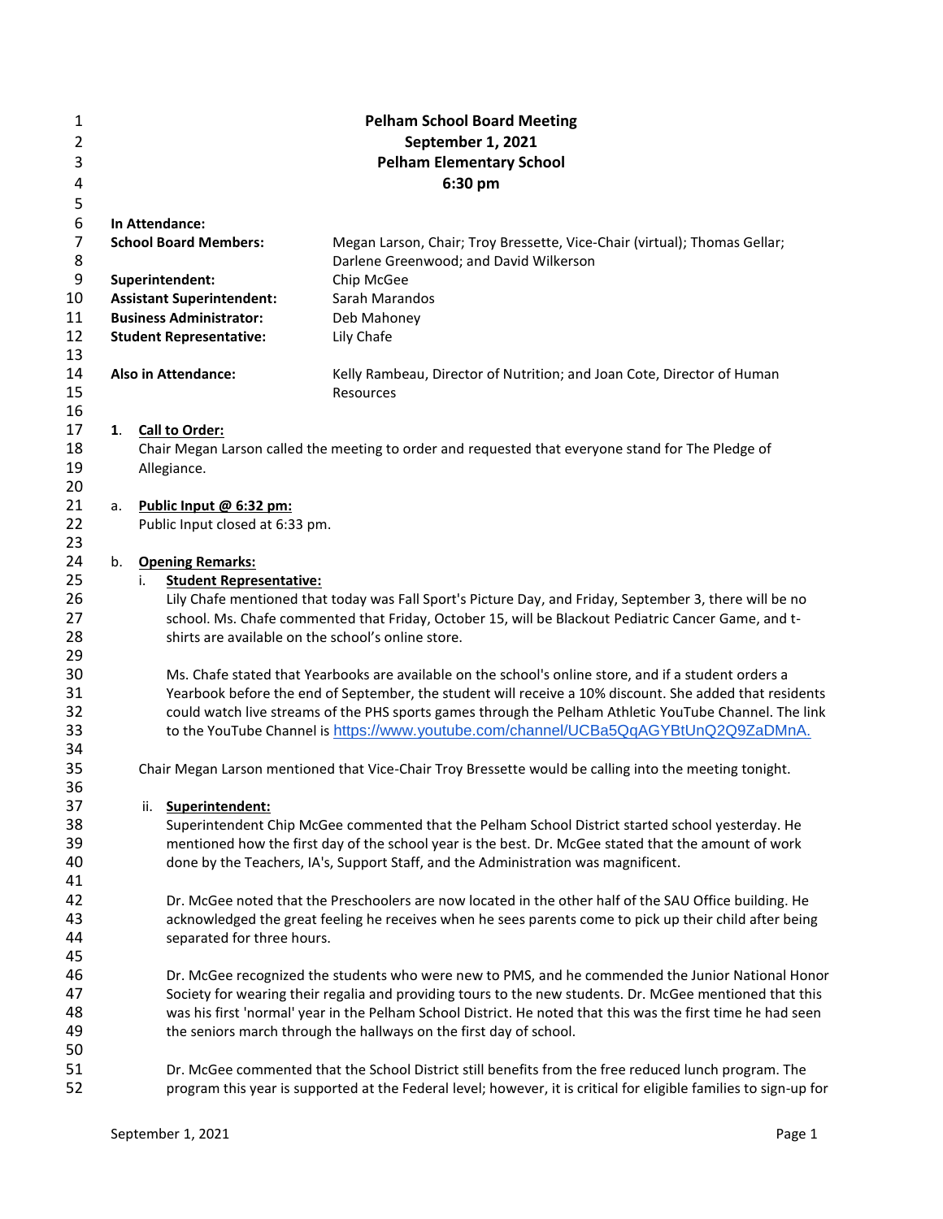# Pelham School Board Meeting
## September 1, 2021
## Pelham Elementary School
## 6:30 pm

**In Attendance:**

| | |
|---|---|
| **School Board Members:** | Megan Larson, Chair; Troy Bressette, Vice-Chair (virtual); Thomas Gellar; Darlene Greenwood; and David Wilkerson |
| **Superintendent:** | Chip McGee |
| **Assistant Superintendent:** | Sarah Marandos |
| **Business Administrator:** | Deb Mahoney |
| **Student Representative:** | Lily Chafe |
| **Also in Attendance:** | Kelly Rambeau, Director of Nutrition; and Joan Cote, Director of Human Resources |

**1. Call to Order:**

Chair Megan Larson called the meeting to order and requested that everyone stand for The Pledge of Allegiance.

a. **Public Input @ 6:32 pm:**

Public Input closed at 6:33 pm.

b. **Opening Remarks:**

i. **Student Representative:**

Lily Chafe mentioned that today was Fall Sport's Picture Day, and Friday, September 3, there will be no school. Ms. Chafe commented that Friday, October 15, will be Blackout Pediatric Cancer Game, and t-shirts are available on the school's online store.

Ms. Chafe stated that Yearbooks are available on the school's online store, and if a student orders a Yearbook before the end of September, the student will receive a 10% discount. She added that residents could watch live streams of the PHS sports games through the Pelham Athletic YouTube Channel. The link to the YouTube Channel is https://www.youtube.com/channel/UCBa5QqAGYBtUnQ2Q9ZaDMnA.

Chair Megan Larson mentioned that Vice-Chair Troy Bressette would be calling into the meeting tonight.

ii. **Superintendent:**

Superintendent Chip McGee commented that the Pelham School District started school yesterday. He mentioned how the first day of the school year is the best. Dr. McGee stated that the amount of work done by the Teachers, IA's, Support Staff, and the Administration was magnificent.

Dr. McGee noted that the Preschoolers are now located in the other half of the SAU Office building. He acknowledged the great feeling he receives when he sees parents come to pick up their child after being separated for three hours.

Dr. McGee recognized the students who were new to PMS, and he commended the Junior National Honor Society for wearing their regalia and providing tours to the new students. Dr. McGee mentioned that this was his first 'normal' year in the Pelham School District. He noted that this was the first time he had seen the seniors march through the hallways on the first day of school.

Dr. McGee commented that the School District still benefits from the free reduced lunch program. The program this year is supported at the Federal level; however, it is critical for eligible families to sign-up for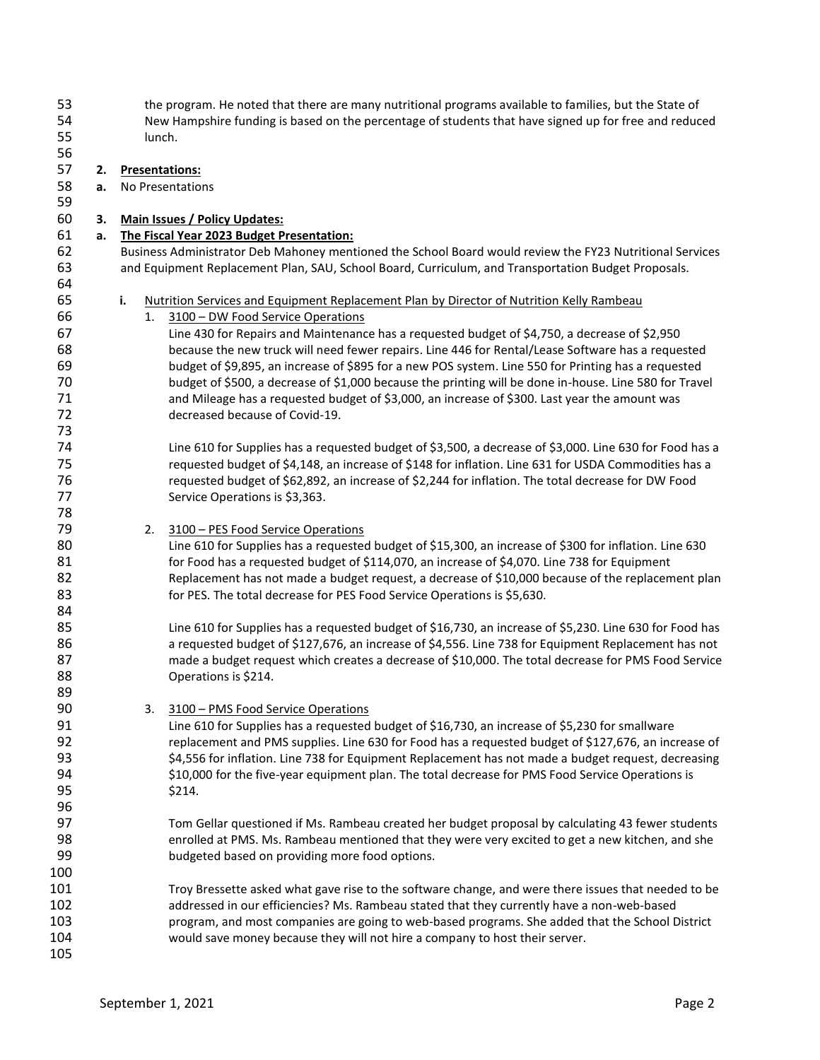the program. He noted that there are many nutritional programs available to families, but the State of New Hampshire funding is based on the percentage of students that have signed up for free and reduced lunch.

**2. Presentations:**

**a.** No Presentations

**3. Main Issues / Policy Updates:**

**a. The Fiscal Year 2023 Budget Presentation:**

Business Administrator Deb Mahoney mentioned the School Board would review the FY23 Nutritional Services and Equipment Replacement Plan, SAU, School Board, Curriculum, and Transportation Budget Proposals.

**i.** Nutrition Services and Equipment Replacement Plan by Director of Nutrition Kelly Rambeau

1. 3100 – DW Food Service Operations

   Line 430 for Repairs and Maintenance has a requested budget of $4,750, a decrease of $2,950 because the new truck will need fewer repairs. Line 446 for Rental/Lease Software has a requested budget of $9,895, an increase of $895 for a new POS system. Line 550 for Printing has a requested budget of $500, a decrease of $1,000 because the printing will be done in-house. Line 580 for Travel and Mileage has a requested budget of $3,000, an increase of $300. Last year the amount was decreased because of Covid-19.

   Line 610 for Supplies has a requested budget of $3,500, a decrease of $3,000. Line 630 for Food has a requested budget of $4,148, an increase of $148 for inflation. Line 631 for USDA Commodities has a requested budget of $62,892, an increase of $2,244 for inflation. The total decrease for DW Food Service Operations is $3,363.

2. 3100 – PES Food Service Operations

   Line 610 for Supplies has a requested budget of $15,300, an increase of $300 for inflation. Line 630 for Food has a requested budget of $114,070, an increase of $4,070. Line 738 for Equipment Replacement has not made a budget request, a decrease of $10,000 because of the replacement plan for PES. The total decrease for PES Food Service Operations is $5,630.

   Line 610 for Supplies has a requested budget of $16,730, an increase of $5,230. Line 630 for Food has a requested budget of $127,676, an increase of $4,556. Line 738 for Equipment Replacement has not made a budget request which creates a decrease of $10,000. The total decrease for PMS Food Service Operations is $214.

3. 3100 – PMS Food Service Operations

   Line 610 for Supplies has a requested budget of $16,730, an increase of $5,230 for smallware replacement and PMS supplies. Line 630 for Food has a requested budget of $127,676, an increase of $4,556 for inflation. Line 738 for Equipment Replacement has not made a budget request, decreasing $10,000 for the five-year equipment plan. The total decrease for PMS Food Service Operations is $214.

   Tom Gellar questioned if Ms. Rambeau created her budget proposal by calculating 43 fewer students enrolled at PMS. Ms. Rambeau mentioned that they were very excited to get a new kitchen, and she budgeted based on providing more food options.

   Troy Bressette asked what gave rise to the software change, and were there issues that needed to be addressed in our efficiencies? Ms. Rambeau stated that they currently have a non-web-based program, and most companies are going to web-based programs. She added that the School District would save money because they will not hire a company to host their server.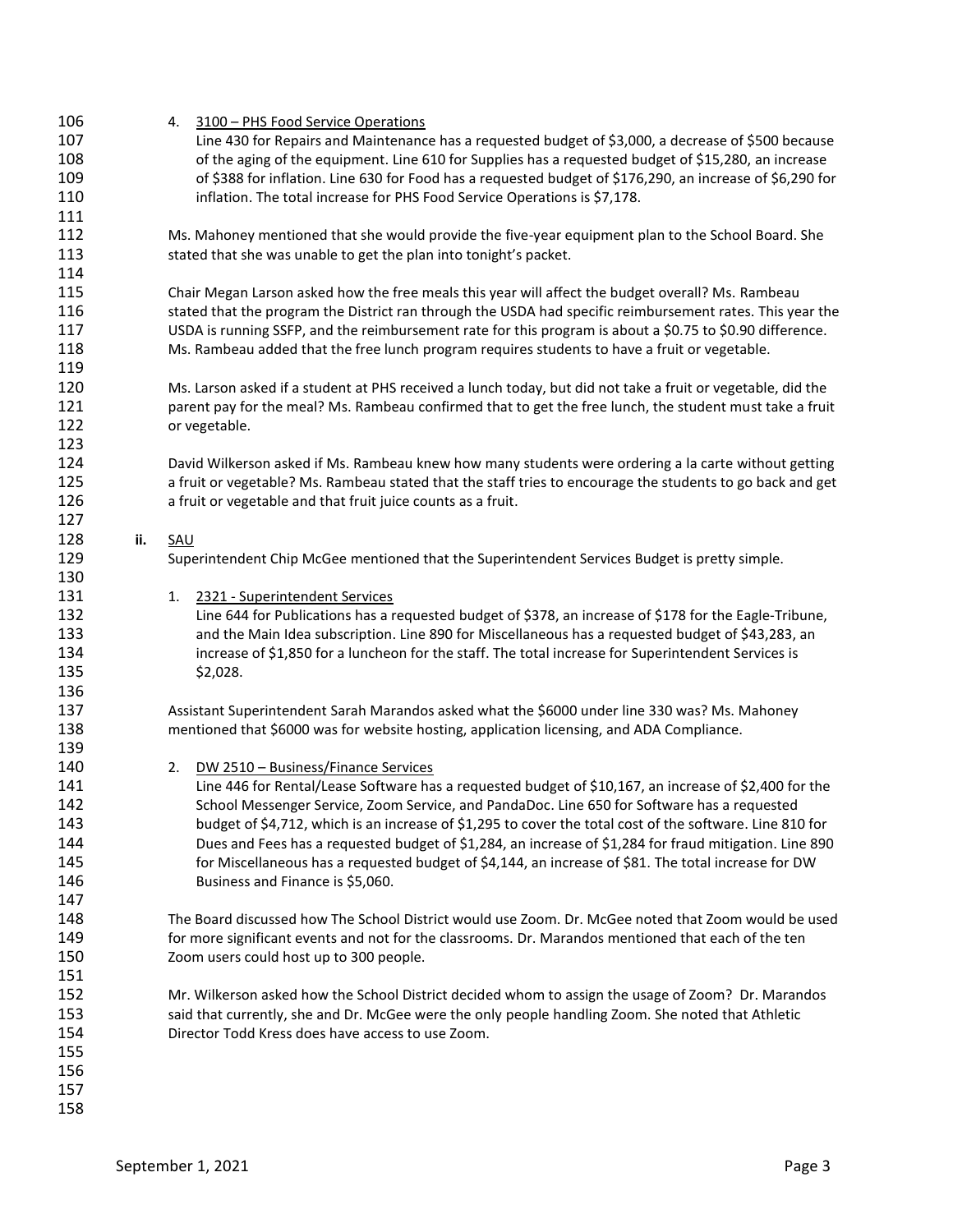4. 3100 – PHS Food Service Operations

   Line 430 for Repairs and Maintenance has a requested budget of $3,000, a decrease of $500 because of the aging of the equipment. Line 610 for Supplies has a requested budget of $15,280, an increase of $388 for inflation. Line 630 for Food has a requested budget of $176,290, an increase of $6,290 for inflation. The total increase for PHS Food Service Operations is $7,178.

Ms. Mahoney mentioned that she would provide the five-year equipment plan to the School Board. She stated that she was unable to get the plan into tonight's packet.

Chair Megan Larson asked how the free meals this year will affect the budget overall? Ms. Rambeau stated that the program the District ran through the USDA had specific reimbursement rates. This year the USDA is running SSFP, and the reimbursement rate for this program is about a $0.75 to $0.90 difference. Ms. Rambeau added that the free lunch program requires students to have a fruit or vegetable.

Ms. Larson asked if a student at PHS received a lunch today, but did not take a fruit or vegetable, did the parent pay for the meal? Ms. Rambeau confirmed that to get the free lunch, the student must take a fruit or vegetable.

David Wilkerson asked if Ms. Rambeau knew how many students were ordering a la carte without getting a fruit or vegetable? Ms. Rambeau stated that the staff tries to encourage the students to go back and get a fruit or vegetable and that fruit juice counts as a fruit.

**ii.** SAU

Superintendent Chip McGee mentioned that the Superintendent Services Budget is pretty simple.

1. 2321 - Superintendent Services

   Line 644 for Publications has a requested budget of $378, an increase of $178 for the Eagle-Tribune, and the Main Idea subscription. Line 890 for Miscellaneous has a requested budget of $43,283, an increase of $1,850 for a luncheon for the staff. The total increase for Superintendent Services is $2,028.

Assistant Superintendent Sarah Marandos asked what the $6000 under line 330 was? Ms. Mahoney mentioned that $6000 was for website hosting, application licensing, and ADA Compliance.

2. DW 2510 – Business/Finance Services

   Line 446 for Rental/Lease Software has a requested budget of $10,167, an increase of $2,400 for the School Messenger Service, Zoom Service, and PandaDoc. Line 650 for Software has a requested budget of $4,712, which is an increase of $1,295 to cover the total cost of the software. Line 810 for Dues and Fees has a requested budget of $1,284, an increase of $1,284 for fraud mitigation. Line 890 for Miscellaneous has a requested budget of $4,144, an increase of $81. The total increase for DW Business and Finance is $5,060.

The Board discussed how The School District would use Zoom. Dr. McGee noted that Zoom would be used for more significant events and not for the classrooms. Dr. Marandos mentioned that each of the ten Zoom users could host up to 300 people.

Mr. Wilkerson asked how the School District decided whom to assign the usage of Zoom? Dr. Marandos said that currently, she and Dr. McGee were the only people handling Zoom. She noted that Athletic Director Todd Kress does have access to use Zoom.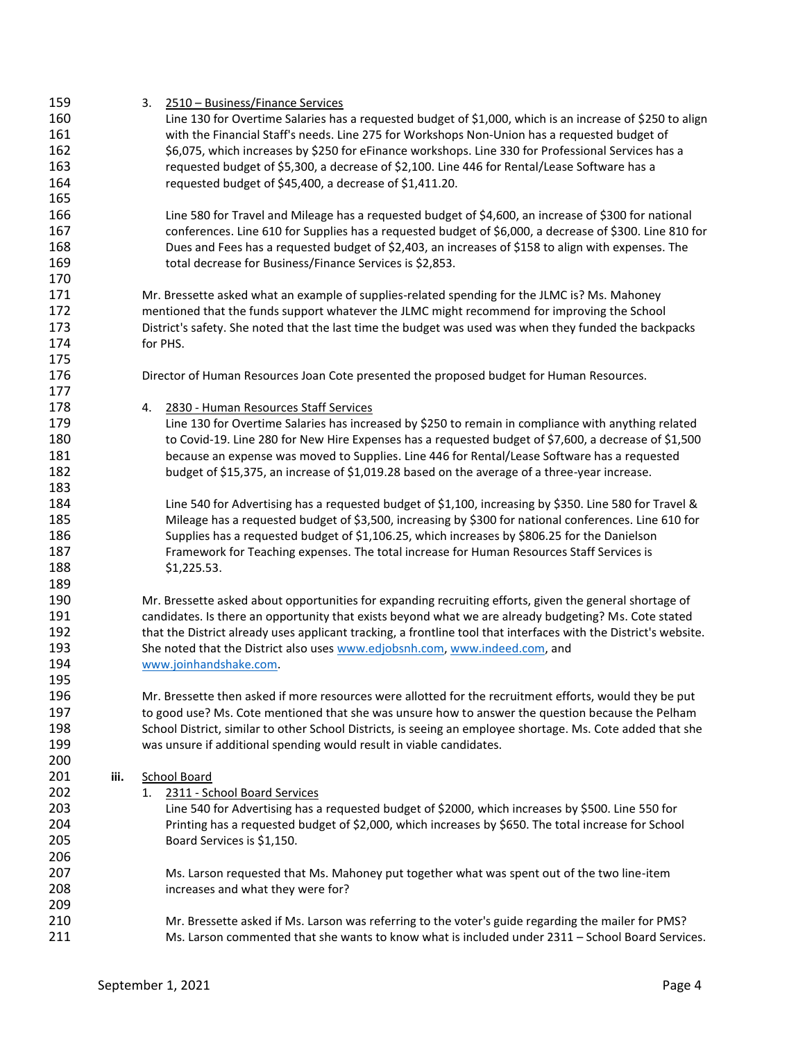3. 2510 – Business/Finance Services

   Line 130 for Overtime Salaries has a requested budget of $1,000, which is an increase of $250 to align with the Financial Staff's needs. Line 275 for Workshops Non-Union has a requested budget of $6,075, which increases by $250 for eFinance workshops. Line 330 for Professional Services has a requested budget of $5,300, a decrease of $2,100. Line 446 for Rental/Lease Software has a requested budget of $45,400, a decrease of $1,411.20.

   Line 580 for Travel and Mileage has a requested budget of $4,600, an increase of $300 for national conferences. Line 610 for Supplies has a requested budget of $6,000, a decrease of $300. Line 810 for Dues and Fees has a requested budget of $2,403, an increases of $158 to align with expenses. The total decrease for Business/Finance Services is $2,853.

Mr. Bressette asked what an example of supplies-related spending for the JLMC is? Ms. Mahoney mentioned that the funds support whatever the JLMC might recommend for improving the School District's safety. She noted that the last time the budget was used was when they funded the backpacks for PHS.

Director of Human Resources Joan Cote presented the proposed budget for Human Resources.

4. 2830 - Human Resources Staff Services

   Line 130 for Overtime Salaries has increased by $250 to remain in compliance with anything related to Covid-19. Line 280 for New Hire Expenses has a requested budget of $7,600, a decrease of $1,500 because an expense was moved to Supplies. Line 446 for Rental/Lease Software has a requested budget of $15,375, an increase of $1,019.28 based on the average of a three-year increase.

   Line 540 for Advertising has a requested budget of $1,100, increasing by $350. Line 580 for Travel & Mileage has a requested budget of $3,500, increasing by $300 for national conferences. Line 610 for Supplies has a requested budget of $1,106.25, which increases by $806.25 for the Danielson Framework for Teaching expenses. The total increase for Human Resources Staff Services is $1,225.53.

Mr. Bressette asked about opportunities for expanding recruiting efforts, given the general shortage of candidates. Is there an opportunity that exists beyond what we are already budgeting? Ms. Cote stated that the District already uses applicant tracking, a frontline tool that interfaces with the District's website. She noted that the District also uses www.edjobsnh.com, www.indeed.com, and www.joinhandshake.com.

Mr. Bressette then asked if more resources were allotted for the recruitment efforts, would they be put to good use? Ms. Cote mentioned that she was unsure how to answer the question because the Pelham School District, similar to other School Districts, is seeing an employee shortage. Ms. Cote added that she was unsure if additional spending would result in viable candidates.

**iii.** School Board

1. 2311 - School Board Services

   Line 540 for Advertising has a requested budget of $2000, which increases by $500. Line 550 for Printing has a requested budget of $2,000, which increases by $650. The total increase for School Board Services is $1,150.

   Ms. Larson requested that Ms. Mahoney put together what was spent out of the two line-item increases and what they were for?

   Mr. Bressette asked if Ms. Larson was referring to the voter's guide regarding the mailer for PMS? Ms. Larson commented that she wants to know what is included under 2311 – School Board Services.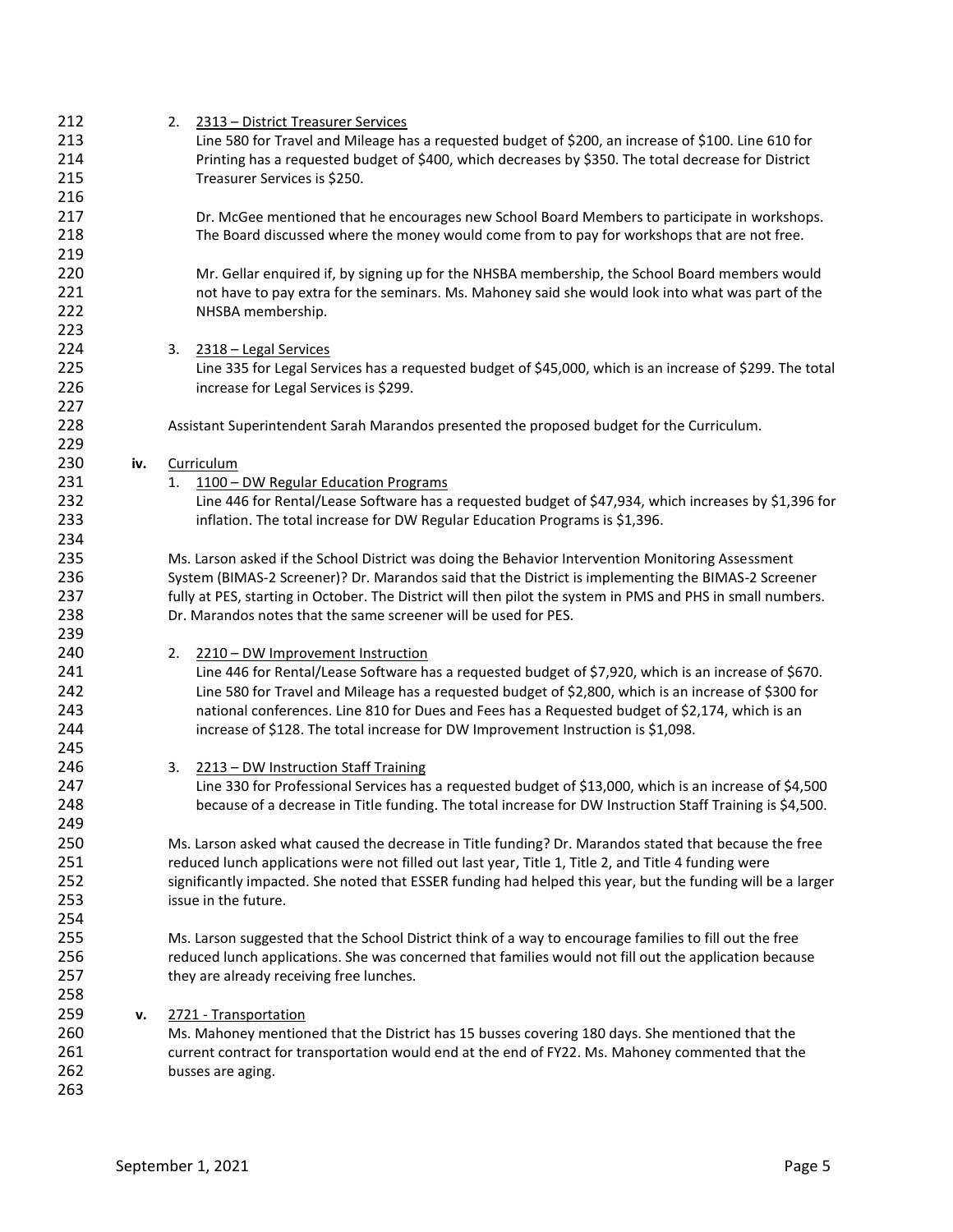2. 2313 – District Treasurer Services

   Line 580 for Travel and Mileage has a requested budget of $200, an increase of $100. Line 610 for Printing has a requested budget of $400, which decreases by $350. The total decrease for District Treasurer Services is $250.

   Dr. McGee mentioned that he encourages new School Board Members to participate in workshops. The Board discussed where the money would come from to pay for workshops that are not free.

   Mr. Gellar enquired if, by signing up for the NHSBA membership, the School Board members would not have to pay extra for the seminars. Ms. Mahoney said she would look into what was part of the NHSBA membership.

3. 2318 – Legal Services

   Line 335 for Legal Services has a requested budget of $45,000, which is an increase of $299. The total increase for Legal Services is $299.

Assistant Superintendent Sarah Marandos presented the proposed budget for the Curriculum.

**iv.** Curriculum

1. 1100 – DW Regular Education Programs

   Line 446 for Rental/Lease Software has a requested budget of $47,934, which increases by $1,396 for inflation. The total increase for DW Regular Education Programs is $1,396.

Ms. Larson asked if the School District was doing the Behavior Intervention Monitoring Assessment System (BIMAS-2 Screener)? Dr. Marandos said that the District is implementing the BIMAS-2 Screener fully at PES, starting in October. The District will then pilot the system in PMS and PHS in small numbers. Dr. Marandos notes that the same screener will be used for PES.

2. 2210 – DW Improvement Instruction

   Line 446 for Rental/Lease Software has a requested budget of $7,920, which is an increase of $670. Line 580 for Travel and Mileage has a requested budget of $2,800, which is an increase of $300 for national conferences. Line 810 for Dues and Fees has a Requested budget of $2,174, which is an increase of $128. The total increase for DW Improvement Instruction is $1,098.

3. 2213 – DW Instruction Staff Training

   Line 330 for Professional Services has a requested budget of $13,000, which is an increase of $4,500 because of a decrease in Title funding. The total increase for DW Instruction Staff Training is $4,500.

Ms. Larson asked what caused the decrease in Title funding? Dr. Marandos stated that because the free reduced lunch applications were not filled out last year, Title 1, Title 2, and Title 4 funding were significantly impacted. She noted that ESSER funding had helped this year, but the funding will be a larger issue in the future.

Ms. Larson suggested that the School District think of a way to encourage families to fill out the free reduced lunch applications. She was concerned that families would not fill out the application because they are already receiving free lunches.

**v.** 2721 - Transportation

Ms. Mahoney mentioned that the District has 15 busses covering 180 days. She mentioned that the current contract for transportation would end at the end of FY22. Ms. Mahoney commented that the busses are aging.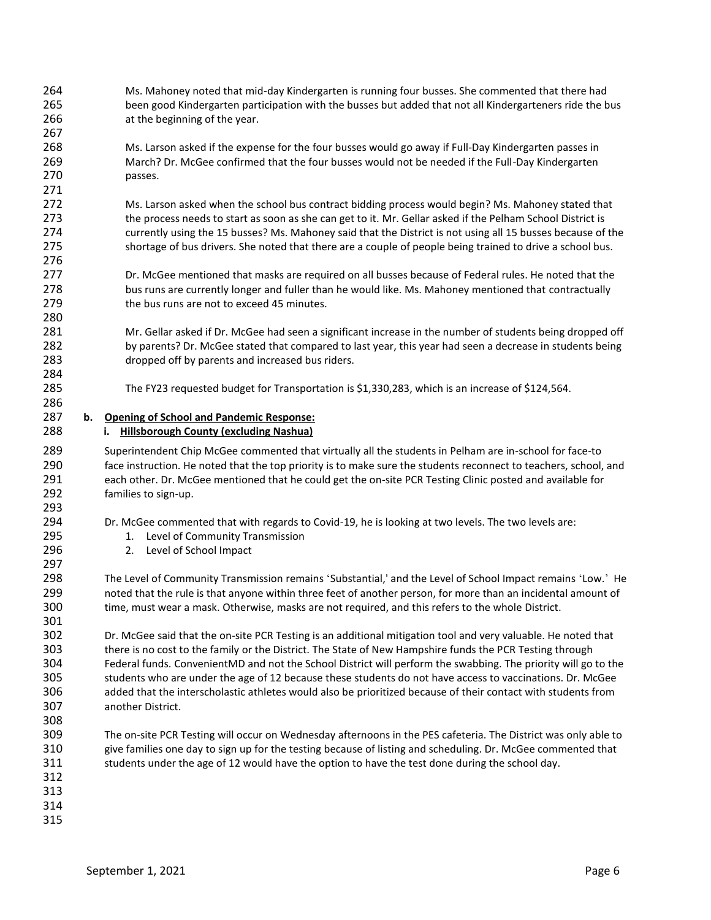Ms. Mahoney noted that mid-day Kindergarten is running four busses. She commented that there had been good Kindergarten participation with the busses but added that not all Kindergarteners ride the bus at the beginning of the year.

Ms. Larson asked if the expense for the four busses would go away if Full-Day Kindergarten passes in March? Dr. McGee confirmed that the four busses would not be needed if the Full-Day Kindergarten passes.

Ms. Larson asked when the school bus contract bidding process would begin? Ms. Mahoney stated that the process needs to start as soon as she can get to it. Mr. Gellar asked if the Pelham School District is currently using the 15 busses? Ms. Mahoney said that the District is not using all 15 busses because of the shortage of bus drivers. She noted that there are a couple of people being trained to drive a school bus.

Dr. McGee mentioned that masks are required on all busses because of Federal rules. He noted that the bus runs are currently longer and fuller than he would like. Ms. Mahoney mentioned that contractually the bus runs are not to exceed 45 minutes.

Mr. Gellar asked if Dr. McGee had seen a significant increase in the number of students being dropped off by parents? Dr. McGee stated that compared to last year, this year had seen a decrease in students being dropped off by parents and increased bus riders.

The FY23 requested budget for Transportation is $1,330,283, which is an increase of $124,564.

**b. Opening of School and Pandemic Response:**

**i. Hillsborough County (excluding Nashua)**

Superintendent Chip McGee commented that virtually all the students in Pelham are in-school for face-to face instruction. He noted that the top priority is to make sure the students reconnect to teachers, school, and each other. Dr. McGee mentioned that he could get the on-site PCR Testing Clinic posted and available for families to sign-up.

Dr. McGee commented that with regards to Covid-19, he is looking at two levels. The two levels are:

1. Level of Community Transmission
2. Level of School Impact

The Level of Community Transmission remains 'Substantial,' and the Level of School Impact remains 'Low.' He noted that the rule is that anyone within three feet of another person, for more than an incidental amount of time, must wear a mask. Otherwise, masks are not required, and this refers to the whole District.

Dr. McGee said that the on-site PCR Testing is an additional mitigation tool and very valuable. He noted that there is no cost to the family or the District. The State of New Hampshire funds the PCR Testing through Federal funds. ConvenientMD and not the School District will perform the swabbing. The priority will go to the students who are under the age of 12 because these students do not have access to vaccinations. Dr. McGee added that the interscholastic athletes would also be prioritized because of their contact with students from another District.

The on-site PCR Testing will occur on Wednesday afternoons in the PES cafeteria. The District was only able to give families one day to sign up for the testing because of listing and scheduling. Dr. McGee commented that students under the age of 12 would have the option to have the test done during the school day.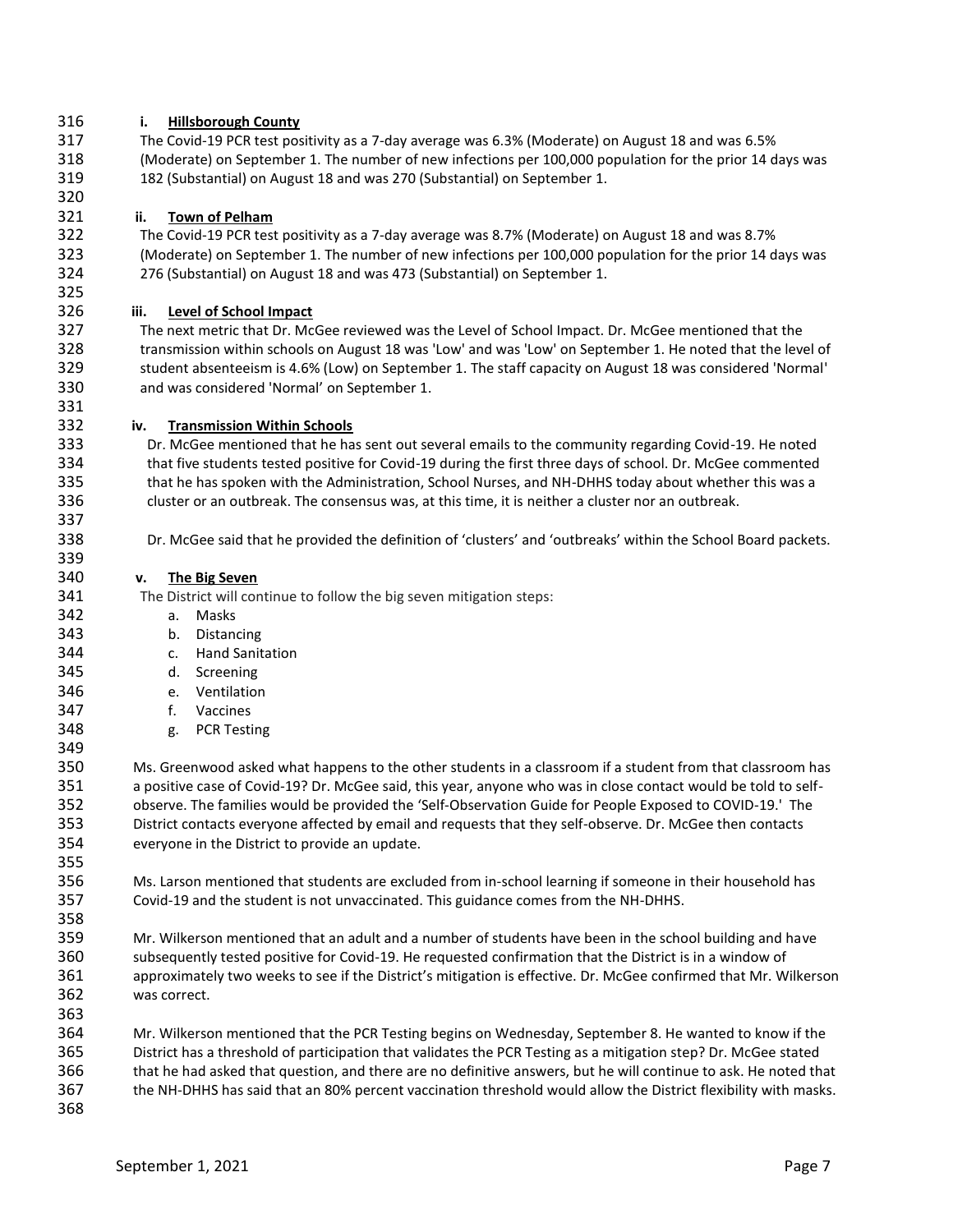**i. Hillsborough County**

The Covid-19 PCR test positivity as a 7-day average was 6.3% (Moderate) on August 18 and was 6.5% (Moderate) on September 1. The number of new infections per 100,000 population for the prior 14 days was 182 (Substantial) on August 18 and was 270 (Substantial) on September 1.

**ii. Town of Pelham**

The Covid-19 PCR test positivity as a 7-day average was 8.7% (Moderate) on August 18 and was 8.7% (Moderate) on September 1. The number of new infections per 100,000 population for the prior 14 days was 276 (Substantial) on August 18 and was 473 (Substantial) on September 1.

**iii. Level of School Impact**

The next metric that Dr. McGee reviewed was the Level of School Impact. Dr. McGee mentioned that the transmission within schools on August 18 was 'Low' and was 'Low' on September 1. He noted that the level of student absenteeism is 4.6% (Low) on September 1. The staff capacity on August 18 was considered 'Normal' and was considered 'Normal' on September 1.

**iv. Transmission Within Schools**

Dr. McGee mentioned that he has sent out several emails to the community regarding Covid-19. He noted that five students tested positive for Covid-19 during the first three days of school. Dr. McGee commented that he has spoken with the Administration, School Nurses, and NH-DHHS today about whether this was a cluster or an outbreak. The consensus was, at this time, it is neither a cluster nor an outbreak.

Dr. McGee said that he provided the definition of 'clusters' and 'outbreaks' within the School Board packets.

**v. The Big Seven**

The District will continue to follow the big seven mitigation steps:

a. Masks
b. Distancing
c. Hand Sanitation
d. Screening
e. Ventilation
f. Vaccines
g. PCR Testing

Ms. Greenwood asked what happens to the other students in a classroom if a student from that classroom has a positive case of Covid-19? Dr. McGee said, this year, anyone who was in close contact would be told to self-observe. The families would be provided the 'Self-Observation Guide for People Exposed to COVID-19.' The District contacts everyone affected by email and requests that they self-observe. Dr. McGee then contacts everyone in the District to provide an update.

Ms. Larson mentioned that students are excluded from in-school learning if someone in their household has Covid-19 and the student is not unvaccinated. This guidance comes from the NH-DHHS.

Mr. Wilkerson mentioned that an adult and a number of students have been in the school building and have subsequently tested positive for Covid-19. He requested confirmation that the District is in a window of approximately two weeks to see if the District's mitigation is effective. Dr. McGee confirmed that Mr. Wilkerson was correct.

Mr. Wilkerson mentioned that the PCR Testing begins on Wednesday, September 8. He wanted to know if the District has a threshold of participation that validates the PCR Testing as a mitigation step? Dr. McGee stated that he had asked that question, and there are no definitive answers, but he will continue to ask. He noted that the NH-DHHS has said that an 80% percent vaccination threshold would allow the District flexibility with masks.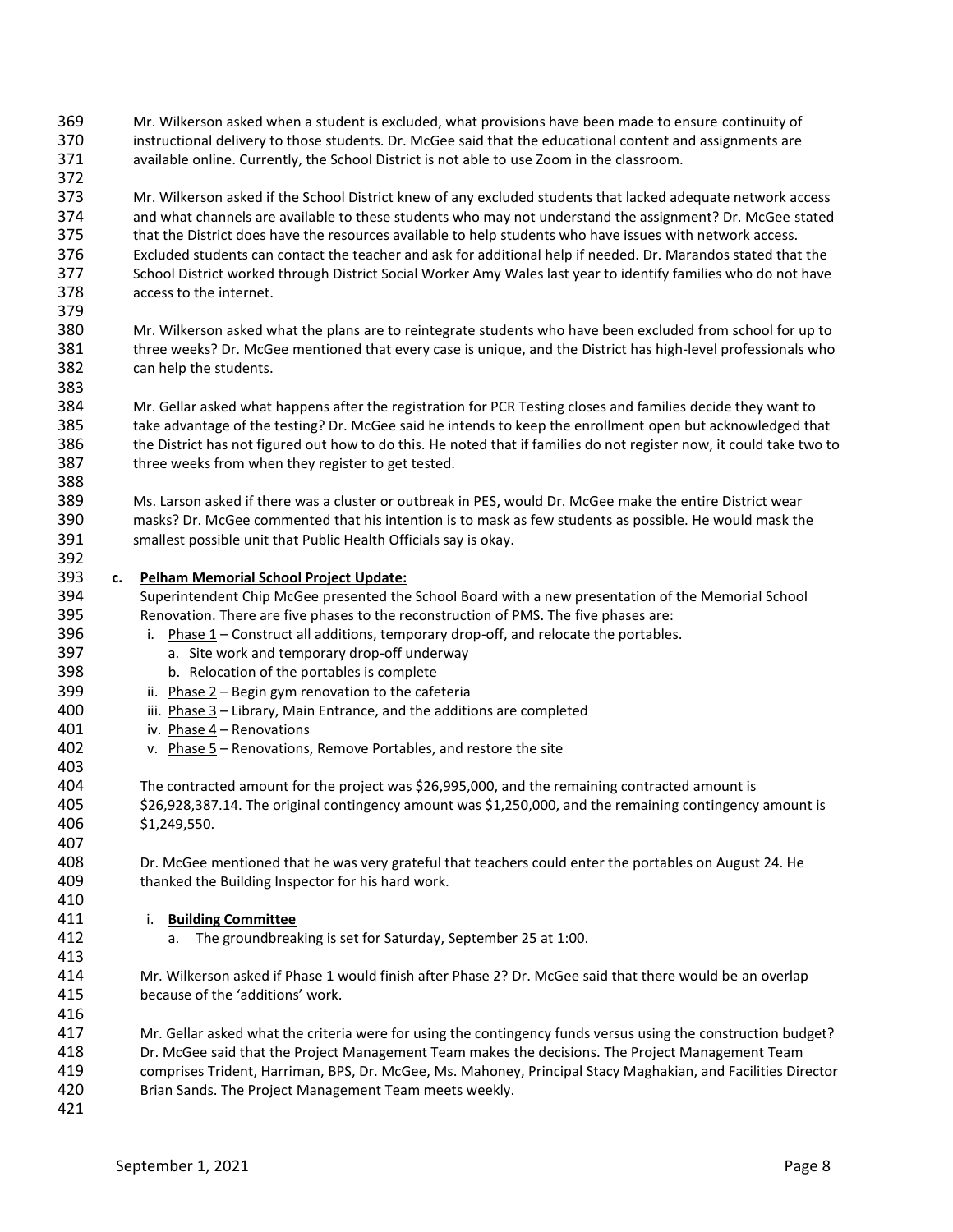Mr. Wilkerson asked when a student is excluded, what provisions have been made to ensure continuity of instructional delivery to those students. Dr. McGee said that the educational content and assignments are available online. Currently, the School District is not able to use Zoom in the classroom.

Mr. Wilkerson asked if the School District knew of any excluded students that lacked adequate network access and what channels are available to these students who may not understand the assignment? Dr. McGee stated that the District does have the resources available to help students who have issues with network access. Excluded students can contact the teacher and ask for additional help if needed. Dr. Marandos stated that the School District worked through District Social Worker Amy Wales last year to identify families who do not have access to the internet.

Mr. Wilkerson asked what the plans are to reintegrate students who have been excluded from school for up to three weeks? Dr. McGee mentioned that every case is unique, and the District has high-level professionals who can help the students.

Mr. Gellar asked what happens after the registration for PCR Testing closes and families decide they want to take advantage of the testing? Dr. McGee said he intends to keep the enrollment open but acknowledged that the District has not figured out how to do this. He noted that if families do not register now, it could take two to three weeks from when they register to get tested.

Ms. Larson asked if there was a cluster or outbreak in PES, would Dr. McGee make the entire District wear masks? Dr. McGee commented that his intention is to mask as few students as possible. He would mask the smallest possible unit that Public Health Officials say is okay.

**c. Pelham Memorial School Project Update:**

Superintendent Chip McGee presented the School Board with a new presentation of the Memorial School Renovation. There are five phases to the reconstruction of PMS. The five phases are:

- i. Phase 1 – Construct all additions, temporary drop-off, and relocate the portables.
  - a. Site work and temporary drop-off underway
  - b. Relocation of the portables is complete
- ii. Phase 2 – Begin gym renovation to the cafeteria
- iii. Phase 3 – Library, Main Entrance, and the additions are completed
- iv. Phase 4 – Renovations
- v. Phase 5 – Renovations, Remove Portables, and restore the site

The contracted amount for the project was $26,995,000, and the remaining contracted amount is $26,928,387.14. The original contingency amount was $1,250,000, and the remaining contingency amount is $1,249,550.

Dr. McGee mentioned that he was very grateful that teachers could enter the portables on August 24. He thanked the Building Inspector for his hard work.

i. **Building Committee**

- a. The groundbreaking is set for Saturday, September 25 at 1:00.

Mr. Wilkerson asked if Phase 1 would finish after Phase 2? Dr. McGee said that there would be an overlap because of the 'additions' work.

Mr. Gellar asked what the criteria were for using the contingency funds versus using the construction budget? Dr. McGee said that the Project Management Team makes the decisions. The Project Management Team comprises Trident, Harriman, BPS, Dr. McGee, Ms. Mahoney, Principal Stacy Maghakian, and Facilities Director Brian Sands. The Project Management Team meets weekly.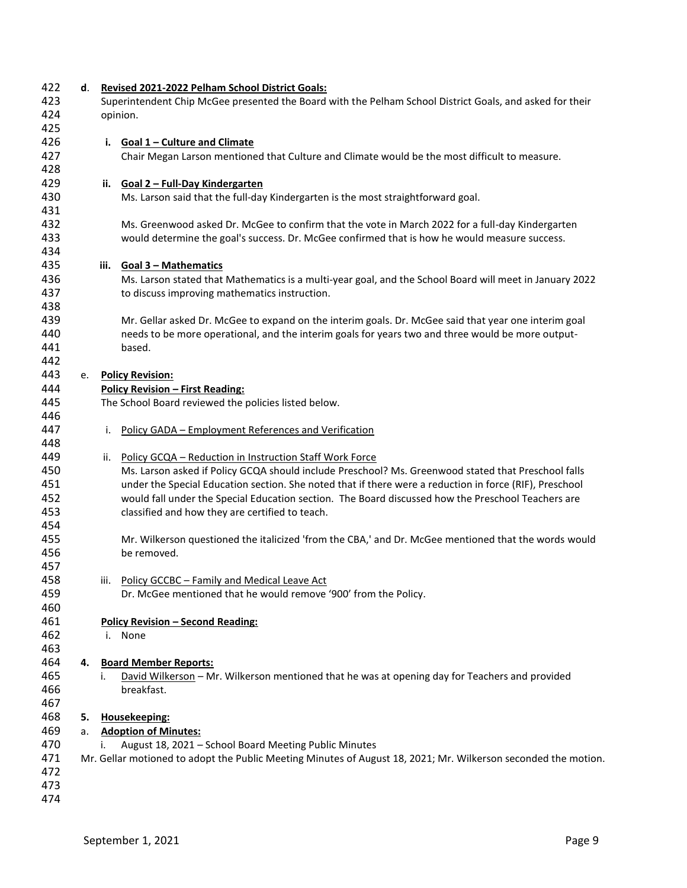**d**. **Revised 2021-2022 Pelham School District Goals:**

Superintendent Chip McGee presented the Board with the Pelham School District Goals, and asked for their opinion.

**i. Goal 1 – Culture and Climate**

Chair Megan Larson mentioned that Culture and Climate would be the most difficult to measure.

**ii. Goal 2 – Full-Day Kindergarten**

Ms. Larson said that the full-day Kindergarten is the most straightforward goal.

Ms. Greenwood asked Dr. McGee to confirm that the vote in March 2022 for a full-day Kindergarten would determine the goal's success. Dr. McGee confirmed that is how he would measure success.

**iii. Goal 3 – Mathematics**

Ms. Larson stated that Mathematics is a multi-year goal, and the School Board will meet in January 2022 to discuss improving mathematics instruction.

Mr. Gellar asked Dr. McGee to expand on the interim goals. Dr. McGee said that year one interim goal needs to be more operational, and the interim goals for years two and three would be more output-based.

e. **Policy Revision:**

**Policy Revision – First Reading:**

The School Board reviewed the policies listed below.

i. Policy GADA – Employment References and Verification

ii. Policy GCQA – Reduction in Instruction Staff Work Force

Ms. Larson asked if Policy GCQA should include Preschool? Ms. Greenwood stated that Preschool falls under the Special Education section. She noted that if there were a reduction in force (RIF), Preschool would fall under the Special Education section. The Board discussed how the Preschool Teachers are classified and how they are certified to teach.

Mr. Wilkerson questioned the italicized 'from the CBA,' and Dr. McGee mentioned that the words would be removed.

iii. Policy GCCBC – Family and Medical Leave Act

Dr. McGee mentioned that he would remove '900' from the Policy.

**Policy Revision – Second Reading:**

i. None

**4. Board Member Reports:**

i. David Wilkerson – Mr. Wilkerson mentioned that he was at opening day for Teachers and provided breakfast.

**5. Housekeeping:**

a. **Adoption of Minutes:**

i. August 18, 2021 – School Board Meeting Public Minutes

Mr. Gellar motioned to adopt the Public Meeting Minutes of August 18, 2021; Mr. Wilkerson seconded the motion.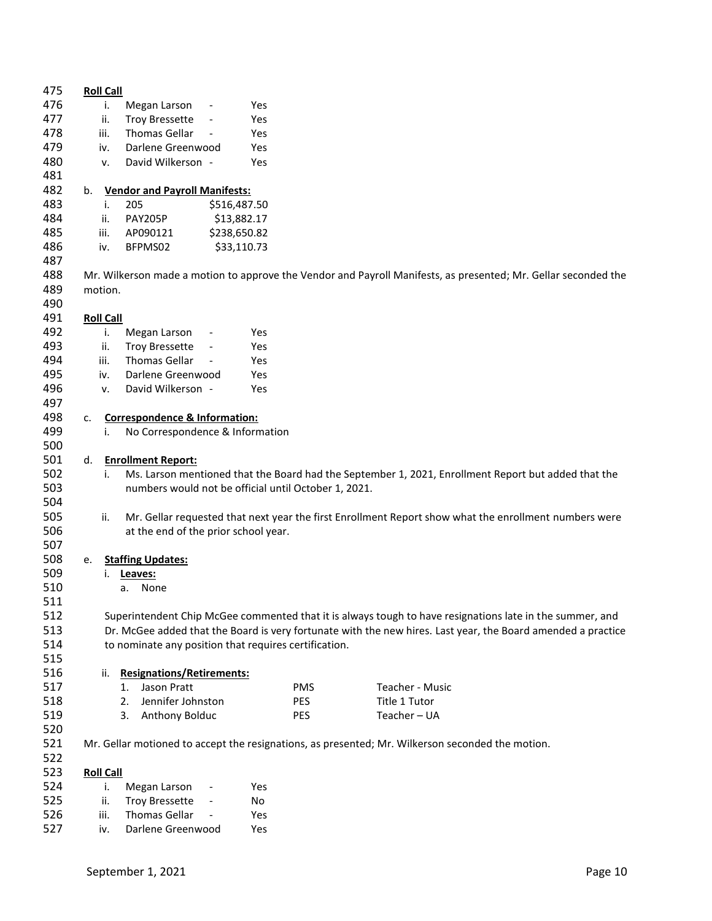**Roll Call**

i. Megan Larson - Yes
ii. Troy Bressette - Yes
iii. Thomas Gellar - Yes
iv. Darlene Greenwood Yes
v. David Wilkerson - Yes

b. **Vendor and Payroll Manifests:**

| | | |
|---|---|---|
| i. | 205 | $516,487.50 |
| ii. | PAY205P | $13,882.17 |
| iii. | AP090121 | $238,650.82 |
| iv. | BFPMS02 | $33,110.73 |

Mr. Wilkerson made a motion to approve the Vendor and Payroll Manifests, as presented; Mr. Gellar seconded the motion.

**Roll Call**

i. Megan Larson - Yes
ii. Troy Bressette - Yes
iii. Thomas Gellar - Yes
iv. Darlene Greenwood Yes
v. David Wilkerson - Yes

c. **Correspondence & Information:**

i. No Correspondence & Information

d. **Enrollment Report:**

i. Ms. Larson mentioned that the Board had the September 1, 2021, Enrollment Report but added that the numbers would not be official until October 1, 2021.

ii. Mr. Gellar requested that next year the first Enrollment Report show what the enrollment numbers were at the end of the prior school year.

e. **Staffing Updates:**

i. **Leaves:**

a. None

Superintendent Chip McGee commented that it is always tough to have resignations late in the summer, and Dr. McGee added that the Board is very fortunate with the new hires. Last year, the Board amended a practice to nominate any position that requires certification.

ii. **Resignations/Retirements:**

| | | | |
|---|---|---|---|
| 1. | Jason Pratt | PMS | Teacher - Music |
| 2. | Jennifer Johnston | PES | Title 1 Tutor |
| 3. | Anthony Bolduc | PES | Teacher – UA |

Mr. Gellar motioned to accept the resignations, as presented; Mr. Wilkerson seconded the motion.

**Roll Call**

i. Megan Larson - Yes
ii. Troy Bressette - No
iii. Thomas Gellar - Yes
iv. Darlene Greenwood Yes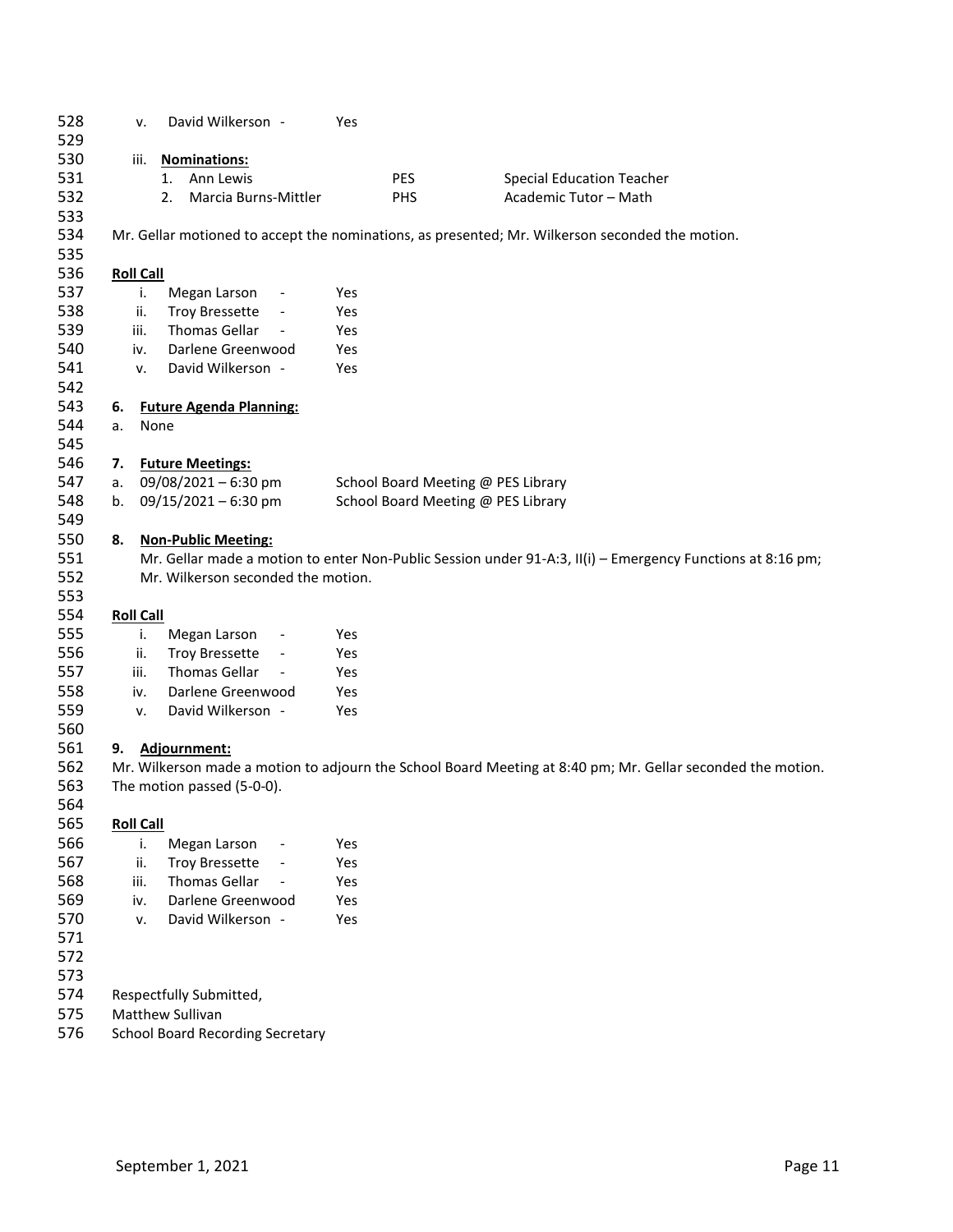v. David Wilkerson - Yes

iii. **Nominations:**

1. Ann Lewis PES Special Education Teacher
2. Marcia Burns-Mittler PHS Academic Tutor – Math

Mr. Gellar motioned to accept the nominations, as presented; Mr. Wilkerson seconded the motion.

**Roll Call**

i. Megan Larson - Yes
ii. Troy Bressette - Yes
iii. Thomas Gellar - Yes
iv. Darlene Greenwood Yes
v. David Wilkerson - Yes

**6. Future Agenda Planning:**

a. None

**7. Future Meetings:**

a. 09/08/2021 – 6:30 pm School Board Meeting @ PES Library
b. 09/15/2021 – 6:30 pm School Board Meeting @ PES Library

**8. Non-Public Meeting:**

Mr. Gellar made a motion to enter Non-Public Session under 91-A:3, II(i) – Emergency Functions at 8:16 pm; Mr. Wilkerson seconded the motion.

**Roll Call**

i. Megan Larson - Yes
ii. Troy Bressette - Yes
iii. Thomas Gellar - Yes
iv. Darlene Greenwood Yes
v. David Wilkerson - Yes

**9. Adjournment:**

Mr. Wilkerson made a motion to adjourn the School Board Meeting at 8:40 pm; Mr. Gellar seconded the motion. The motion passed (5-0-0).

**Roll Call**

i. Megan Larson - Yes
ii. Troy Bressette - Yes
iii. Thomas Gellar - Yes
iv. Darlene Greenwood Yes
v. David Wilkerson - Yes

Respectfully Submitted,
Matthew Sullivan
School Board Recording Secretary